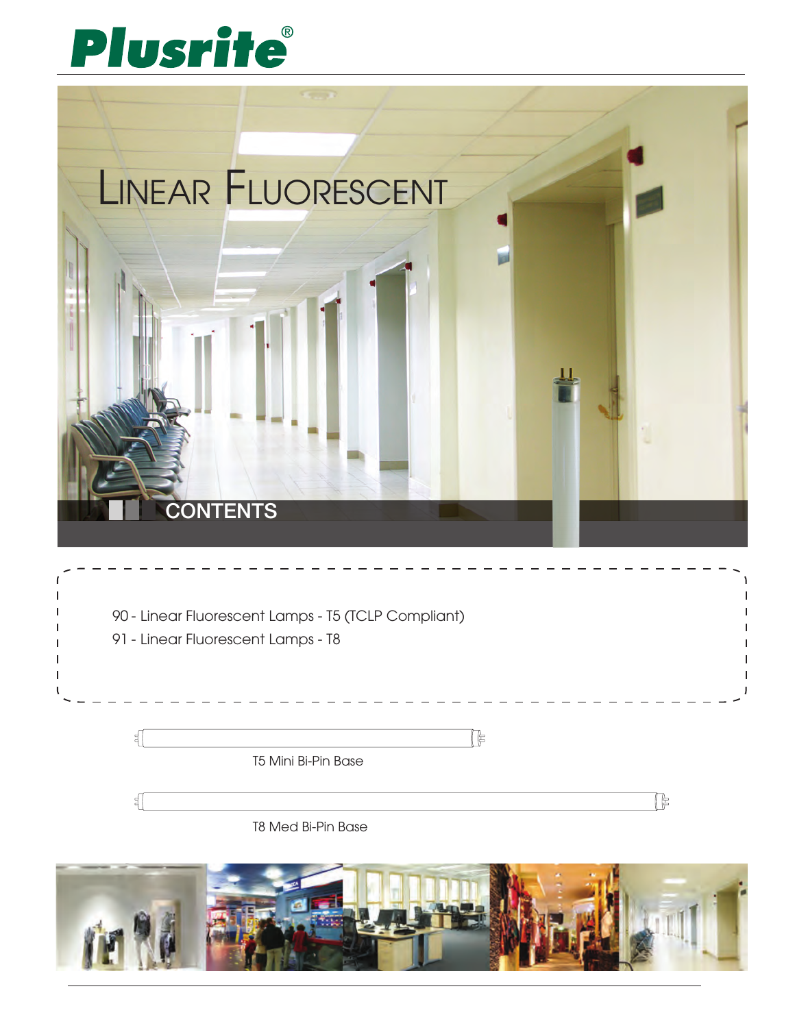Plusrite®

# Linear Fluorescent

## CONTENTS

90 - Linear Fluorescent Lamps - T5 (TCLP Compliant)

91 - Linear Fluorescent Lamps - T8

T5 Mini Bi-Pin Base

T8 Med Bi-Pin Base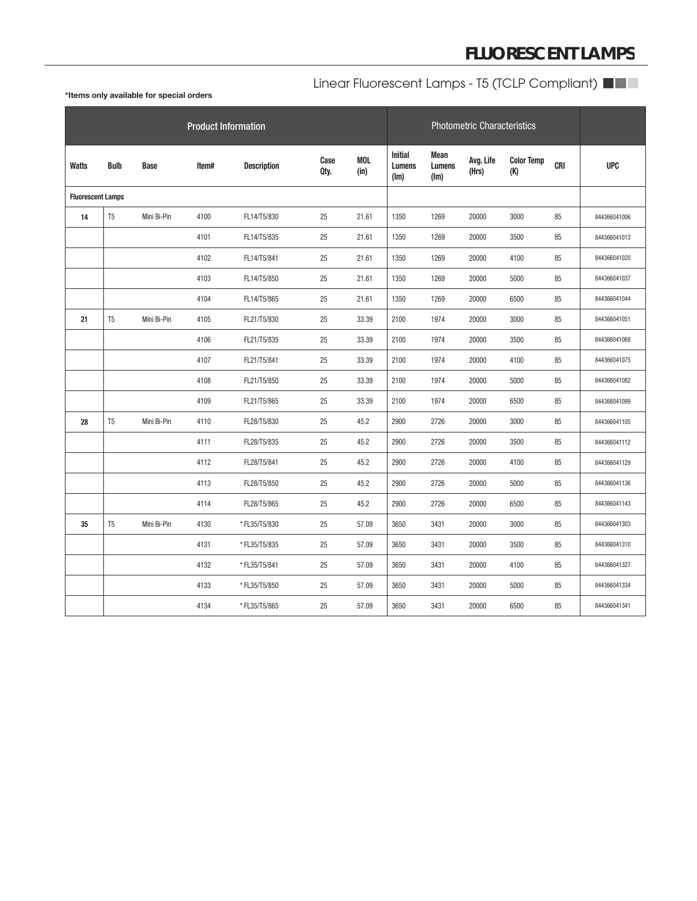# FLUORESCENT LAMPS

## Linear Fluorescent Lamps - T5 (TCLP Compliant)

**\*Items only available for special orders**

| Product Information | | | | | | | Photometric Characteristics | | | | | |
|---|---|---|---|---|---|---|---|---|---|---|---|---|
| **Watts** | **Bulb** | **Base** | **Item#** | **Description** | **Case Qty.** | **MOL (in)** | **Initial Lumens (lm)** | **Mean Lumens (lm)** | **Avg. Life (Hrs)** | **Color Temp (K)** | **CRI** | **UPC** |
| **Fluorescent Lamps** | | | | | | | | | | | | |
| **14** | T5 | Mini Bi-Pin | 4100 | FL14/T5/830 | 25 | 21.61 | 1350 | 1269 | 20000 | 3000 | 85 | 844366041006 |
| | | | 4101 | FL14/T5/835 | 25 | 21.61 | 1350 | 1269 | 20000 | 3500 | 85 | 844366041013 |
| | | | 4102 | FL14/T5/841 | 25 | 21.61 | 1350 | 1269 | 20000 | 4100 | 85 | 844366041020 |
| | | | 4103 | FL14/T5/850 | 25 | 21.61 | 1350 | 1269 | 20000 | 5000 | 85 | 844366041037 |
| | | | 4104 | FL14/T5/865 | 25 | 21.61 | 1350 | 1269 | 20000 | 6500 | 85 | 844366041044 |
| **21** | T5 | Mini Bi-Pin | 4105 | FL21/T5/830 | 25 | 33.39 | 2100 | 1974 | 20000 | 3000 | 85 | 844366041051 |
| | | | 4106 | FL21/T5/835 | 25 | 33.39 | 2100 | 1974 | 20000 | 3500 | 85 | 844366041068 |
| | | | 4107 | FL21/T5/841 | 25 | 33.39 | 2100 | 1974 | 20000 | 4100 | 85 | 844366041075 |
| | | | 4108 | FL21/T5/850 | 25 | 33.39 | 2100 | 1974 | 20000 | 5000 | 85 | 844366041082 |
| | | | 4109 | FL21/T5/865 | 25 | 33.39 | 2100 | 1974 | 20000 | 6500 | 85 | 844366041099 |
| **28** | T5 | Mini Bi-Pin | 4110 | FL28/T5/830 | 25 | 45.2 | 2900 | 2726 | 20000 | 3000 | 85 | 844366041105 |
| | | | 4111 | FL28/T5/835 | 25 | 45.2 | 2900 | 2726 | 20000 | 3500 | 85 | 844366041112 |
| | | | 4112 | FL28/T5/841 | 25 | 45.2 | 2900 | 2726 | 20000 | 4100 | 85 | 844366041129 |
| | | | 4113 | FL28/T5/850 | 25 | 45.2 | 2900 | 2726 | 20000 | 5000 | 85 | 844366041136 |
| | | | 4114 | FL28/T5/865 | 25 | 45.2 | 2900 | 2726 | 20000 | 6500 | 85 | 844366041143 |
| **35** | T5 | Mini Bi-Pin | 4130 | * FL35/T5/830 | 25 | 57.09 | 3650 | 3431 | 20000 | 3000 | 85 | 844366041303 |
| | | | 4131 | * FL35/T5/835 | 25 | 57.09 | 3650 | 3431 | 20000 | 3500 | 85 | 844366041310 |
| | | | 4132 | * FL35/T5/841 | 25 | 57.09 | 3650 | 3431 | 20000 | 4100 | 85 | 844366041327 |
| | | | 4133 | * FL35/T5/850 | 25 | 57.09 | 3650 | 3431 | 20000 | 5000 | 85 | 844366041334 |
| | | | 4134 | * FL35/T5/865 | 25 | 57.09 | 3650 | 3431 | 20000 | 6500 | 85 | 844366041341 |